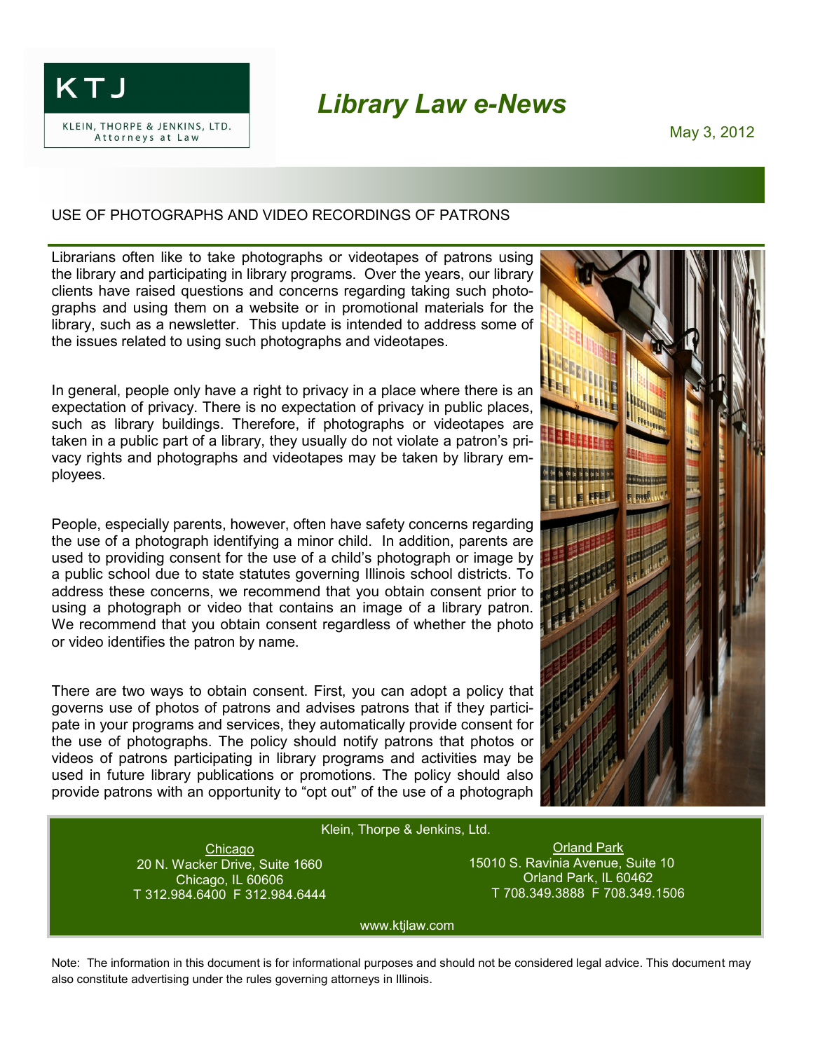KTJ

KLEIN, THORPE & JENKINS, LTD.
Attorneys at Law

# *Library Law e-News*

May 3, 2012

## USE OF PHOTOGRAPHS AND VIDEO RECORDINGS OF PATRONS

Librarians often like to take photographs or videotapes of patrons using the library and participating in library programs. Over the years, our library clients have raised questions and concerns regarding taking such photographs and using them on a website or in promotional materials for the library, such as a newsletter. This update is intended to address some of the issues related to using such photographs and videotapes.

In general, people only have a right to privacy in a place where there is an expectation of privacy. There is no expectation of privacy in public places, such as library buildings. Therefore, if photographs or videotapes are taken in a public part of a library, they usually do not violate a patron's privacy rights and photographs and videotapes may be taken by library employees.

People, especially parents, however, often have safety concerns regarding the use of a photograph identifying a minor child. In addition, parents are used to providing consent for the use of a child's photograph or image by a public school due to state statutes governing Illinois school districts. To address these concerns, we recommend that you obtain consent prior to using a photograph or video that contains an image of a library patron. We recommend that you obtain consent regardless of whether the photo or video identifies the patron by name.

There are two ways to obtain consent. First, you can adopt a policy that governs use of photos of patrons and advises patrons that if they participate in your programs and services, they automatically provide consent for the use of photographs. The policy should notify patrons that photos or videos of patrons participating in library programs and activities may be used in future library publications or promotions. The policy should also provide patrons with an opportunity to "opt out" of the use of a photograph

Klein, Thorpe & Jenkins, Ltd.

Chicago
20 N. Wacker Drive, Suite 1660
Chicago, IL 60606
T 312.984.6400 F 312.984.6444

Orland Park
15010 S. Ravinia Avenue, Suite 10
Orland Park, IL 60462
T 708.349.3888 F 708.349.1506

www.ktjlaw.com

Note: The information in this document is for informational purposes and should not be considered legal advice. This document may also constitute advertising under the rules governing attorneys in Illinois.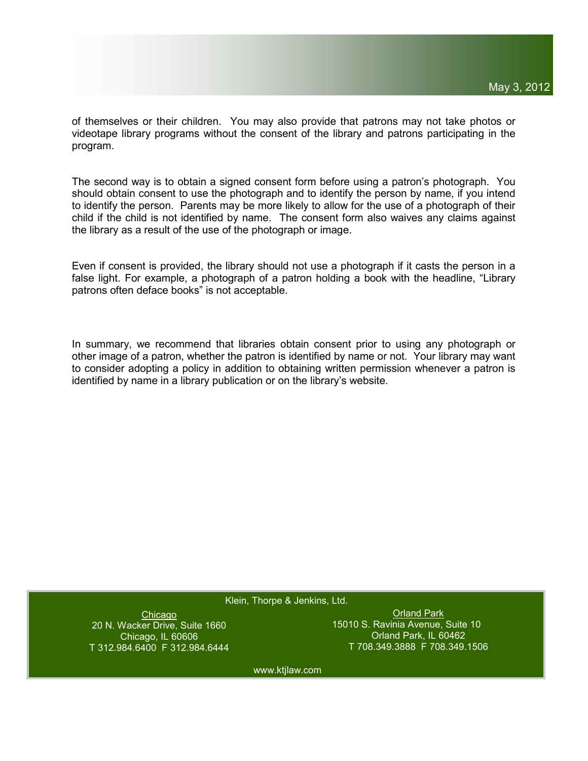of themselves or their children. You may also provide that patrons may not take photos or videotape library programs without the consent of the library and patrons participating in the program.

The second way is to obtain a signed consent form before using a patron's photograph. You should obtain consent to use the photograph and to identify the person by name, if you intend to identify the person. Parents may be more likely to allow for the use of a photograph of their child if the child is not identified by name. The consent form also waives any claims against the library as a result of the use of the photograph or image.

Even if consent is provided, the library should not use a photograph if it casts the person in a false light. For example, a photograph of a patron holding a book with the headline, "Library patrons often deface books" is not acceptable.

In summary, we recommend that libraries obtain consent prior to using any photograph or other image of a patron, whether the patron is identified by name or not. Your library may want to consider adopting a policy in addition to obtaining written permission whenever a patron is identified by name in a library publication or on the library's website.

Klein, Thorpe & Jenkins, Ltd.

Chicago
20 N. Wacker Drive, Suite 1660
Chicago, IL 60606
T 312.984.6400 F 312.984.6444

Orland Park
15010 S. Ravinia Avenue, Suite 10
Orland Park, IL 60462
T 708.349.3888 F 708.349.1506

www.ktjlaw.com